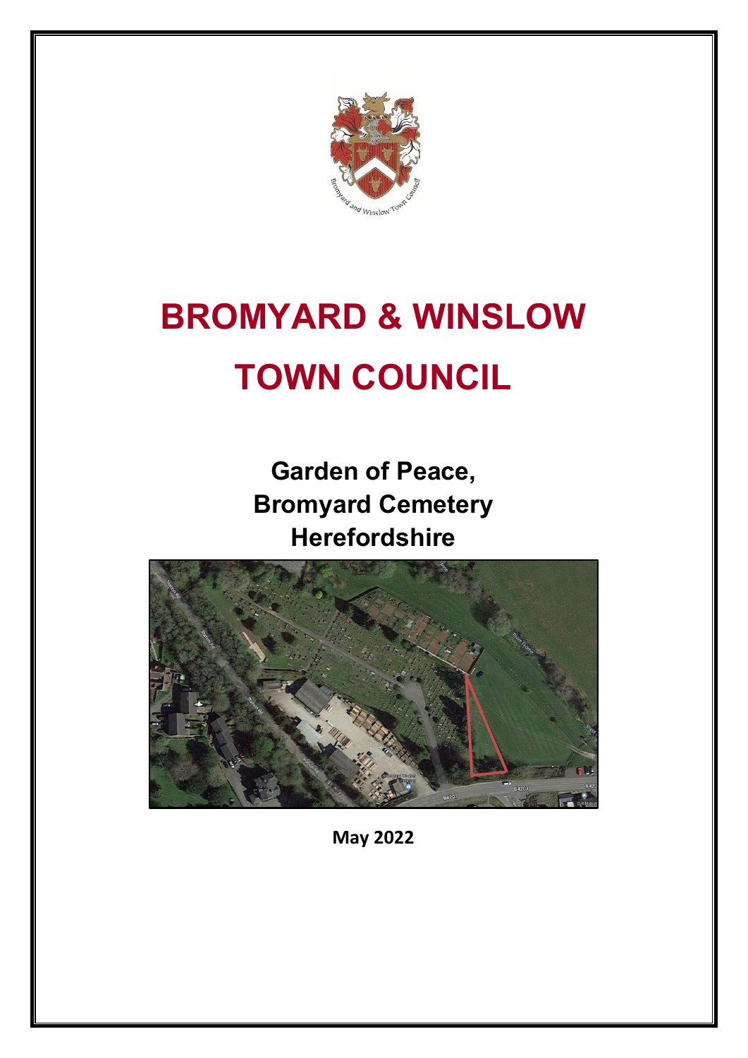# BROMYARD & WINSLOW TOWN COUNCIL

## Garden of Peace, Bromyard Cemetery Herefordshire

**May 2022**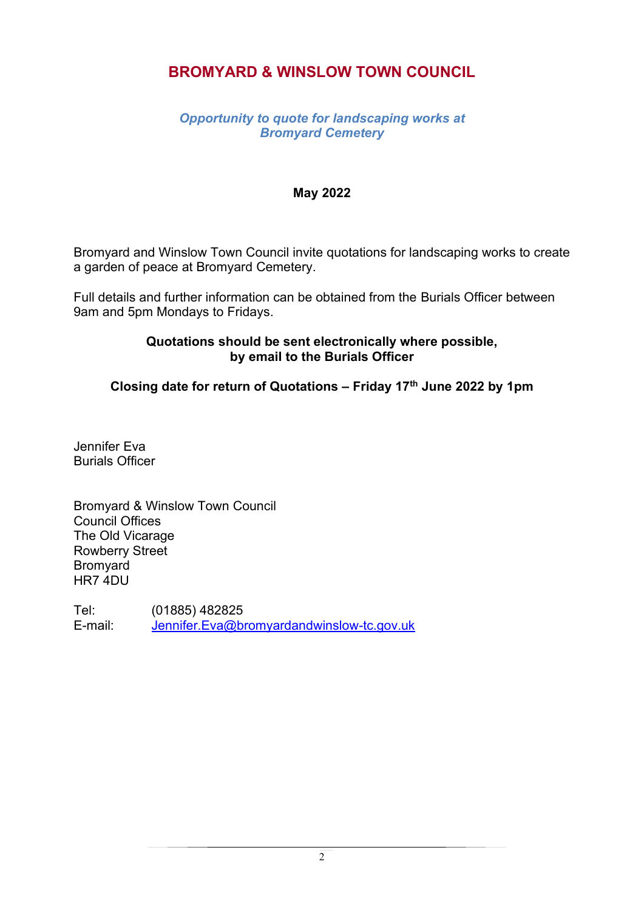# BROMYARD & WINSLOW TOWN COUNCIL

***Opportunity to quote for landscaping works at Bromyard Cemetery***

**May 2022**

Bromyard and Winslow Town Council invite quotations for landscaping works to create a garden of peace at Bromyard Cemetery.

Full details and further information can be obtained from the Burials Officer between 9am and 5pm Mondays to Fridays.

**Quotations should be sent electronically where possible, by email to the Burials Officer**

**Closing date for return of Quotations – Friday 17th June 2022 by 1pm**

Jennifer Eva
Burials Officer

Bromyard & Winslow Town Council
Council Offices
The Old Vicarage
Rowberry Street
Bromyard
HR7 4DU

Tel: (01885) 482825
E-mail: Jennifer.Eva@bromyardandwinslow-tc.gov.uk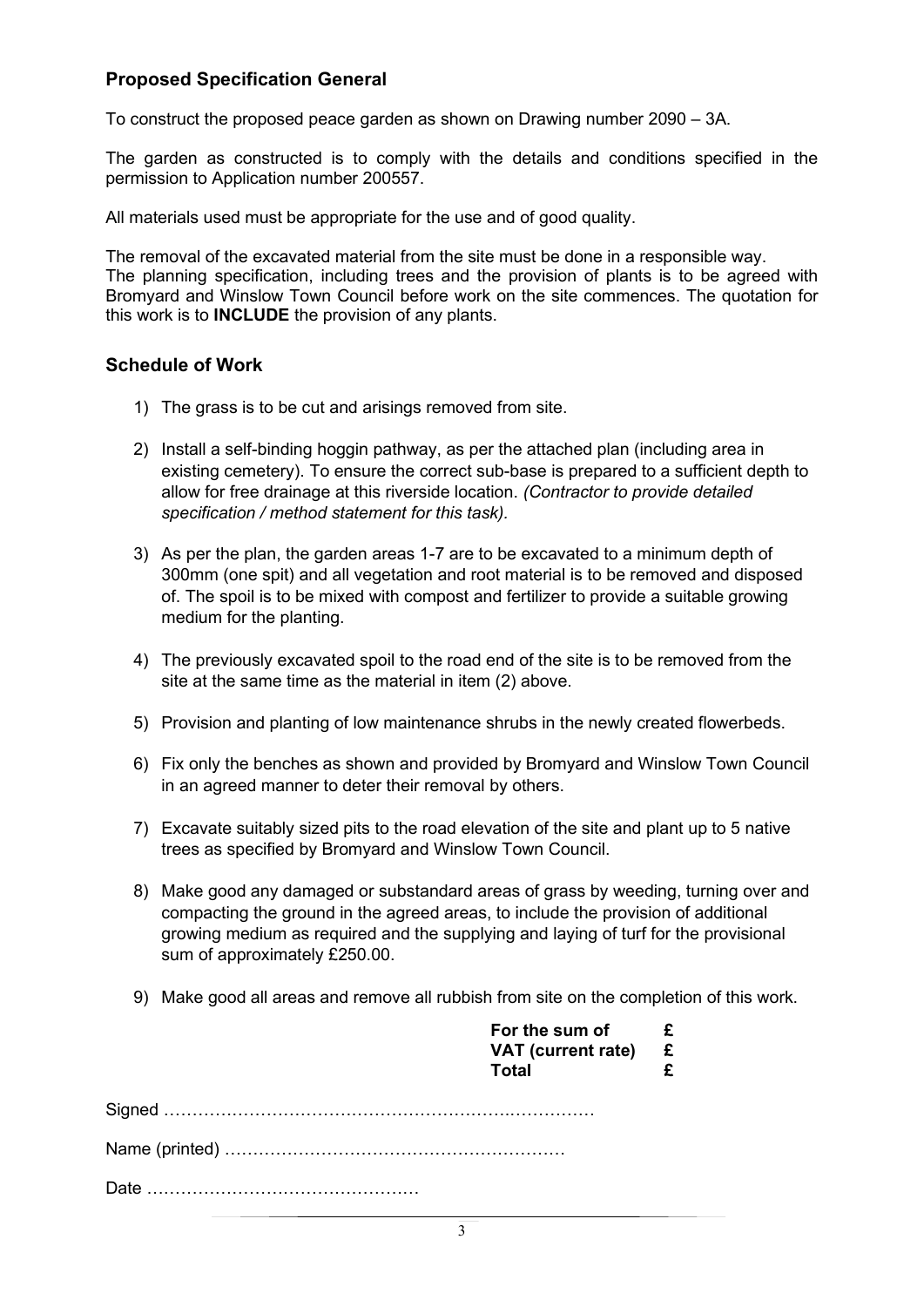## Proposed Specification General

To construct the proposed peace garden as shown on Drawing number 2090 – 3A.

The garden as constructed is to comply with the details and conditions specified in the permission to Application number 200557.

All materials used must be appropriate for the use and of good quality.

The removal of the excavated material from the site must be done in a responsible way. The planning specification, including trees and the provision of plants is to be agreed with Bromyard and Winslow Town Council before work on the site commences. The quotation for this work is to **INCLUDE** the provision of any plants.

## Schedule of Work

1) The grass is to be cut and arisings removed from site.

2) Install a self-binding hoggin pathway, as per the attached plan (including area in existing cemetery). To ensure the correct sub-base is prepared to a sufficient depth to allow for free drainage at this riverside location. *(Contractor to provide detailed specification / method statement for this task).*

3) As per the plan, the garden areas 1-7 are to be excavated to a minimum depth of 300mm (one spit) and all vegetation and root material is to be removed and disposed of. The spoil is to be mixed with compost and fertilizer to provide a suitable growing medium for the planting.

4) The previously excavated spoil to the road end of the site is to be removed from the site at the same time as the material in item (2) above.

5) Provision and planting of low maintenance shrubs in the newly created flowerbeds.

6) Fix only the benches as shown and provided by Bromyard and Winslow Town Council in an agreed manner to deter their removal by others.

7) Excavate suitably sized pits to the road elevation of the site and plant up to 5 native trees as specified by Bromyard and Winslow Town Council.

8) Make good any damaged or substandard areas of grass by weeding, turning over and compacting the ground in the agreed areas, to include the provision of additional growing medium as required and the supplying and laying of turf for the provisional sum of approximately £250.00.

9) Make good all areas and remove all rubbish from site on the completion of this work.

| | |
|---|---|
| **For the sum of** | **£** |
| **VAT (current rate)** | **£** |
| **Total** | **£** |

Signed ……………………………………………………………………

Name (printed) …………………………………………………

Date ……………………………………….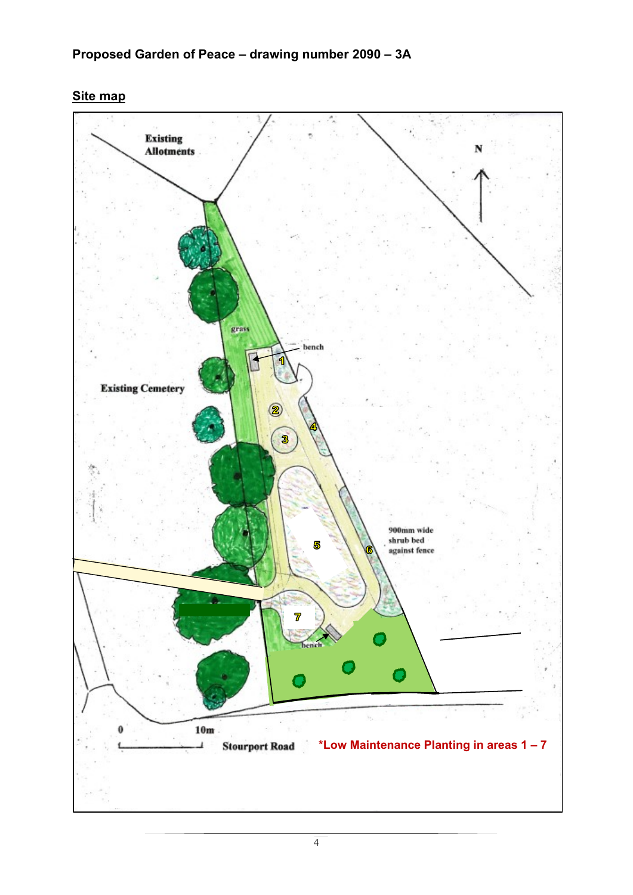**Proposed Garden of Peace – drawing number 2090 – 3A**

**Site map**

Existing Allotments

N

grass

bench

1

2

3

4

Existing Cemetery

5

6

900mm wide shrub bed against fence

7

bench

0

10m

Stourport Road

***Low Maintenance Planting in areas 1 – 7**